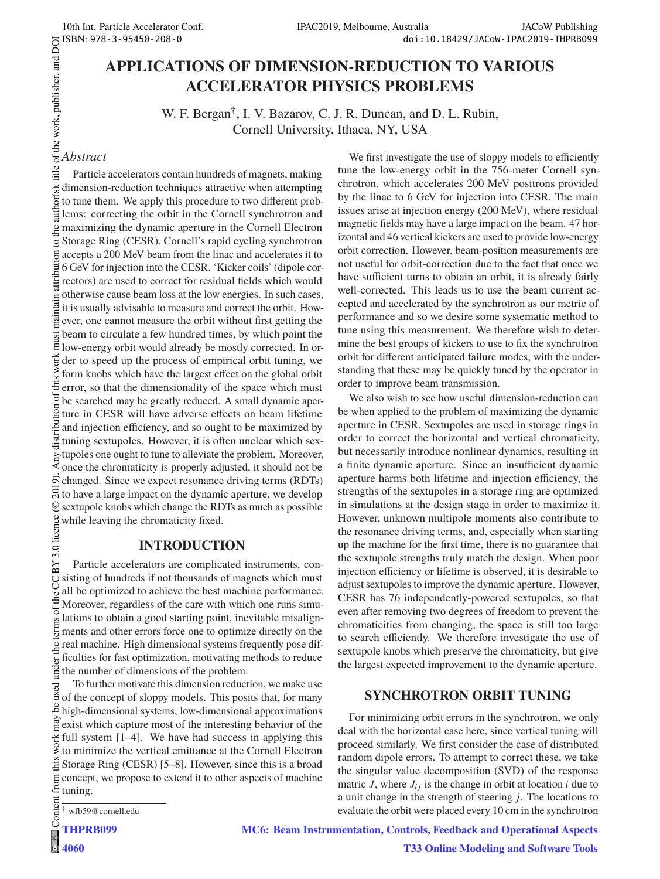# APPLICATIONS OF DIMENSION-REDUCTION TO VARIOUS ACCELERATOR PHYSICS PROBLEMS

W. F. Bergan[†], I. V. Bazarov, C. J. R. Duncan, and D. L. Rubin,
Cornell University, Ithaca, NY, USA

## *Abstract*

Particle accelerators contain hundreds of magnets, making dimension-reduction techniques attractive when attempting to tune them. We apply this procedure to two different problems: correcting the orbit in the Cornell synchrotron and maximizing the dynamic aperture in the Cornell Electron Storage Ring (CESR). Cornell's rapid cycling synchrotron accepts a 200 MeV beam from the linac and accelerates it to 6 GeV for injection into the CESR. 'Kicker coils' (dipole correctors) are used to correct for residual fields which would otherwise cause beam loss at the low energies. In such cases, it is usually advisable to measure and correct the orbit. However, one cannot measure the orbit without first getting the beam to circulate a few hundred times, by which point the low-energy orbit would already be mostly corrected. In order to speed up the process of empirical orbit tuning, we form knobs which have the largest effect on the global orbit error, so that the dimensionality of the space which must be searched may be greatly reduced. A small dynamic aperture in CESR will have adverse effects on beam lifetime and injection efficiency, and so ought to be maximized by tuning sextupoles. However, it is often unclear which sextupoles one ought to tune to alleviate the problem. Moreover, once the chromaticity is properly adjusted, it should not be changed. Since we expect resonance driving terms (RDTs) to have a large impact on the dynamic aperture, we develop sextupole knobs which change the RDTs as much as possible while leaving the chromaticity fixed.

## INTRODUCTION

Particle accelerators are complicated instruments, consisting of hundreds if not thousands of magnets which must all be optimized to achieve the best machine performance. Moreover, regardless of the care with which one runs simulations to obtain a good starting point, inevitable misalignments and other errors force one to optimize directly on the real machine. High dimensional systems frequently pose difficulties for fast optimization, motivating methods to reduce the number of dimensions of the problem.

To further motivate this dimension reduction, we make use of the concept of sloppy models. This posits that, for many high-dimensional systems, low-dimensional approximations exist which capture most of the interesting behavior of the full system [1–4]. We have had success in applying this to minimize the vertical emittance at the Cornell Electron Storage Ring (CESR) [5–8]. However, since this is a broad concept, we propose to extend it to other aspects of machine tuning.

We first investigate the use of sloppy models to efficiently tune the low-energy orbit in the 756-meter Cornell synchrotron, which accelerates 200 MeV positrons provided by the linac to 6 GeV for injection into CESR. The main issues arise at injection energy (200 MeV), where residual magnetic fields may have a large impact on the beam. 47 horizontal and 46 vertical kickers are used to provide low-energy orbit correction. However, beam-position measurements are not useful for orbit-correction due to the fact that once we have sufficient turns to obtain an orbit, it is already fairly well-corrected. This leads us to use the beam current accepted and accelerated by the synchrotron as our metric of performance and so we desire some systematic method to tune using this measurement. We therefore wish to determine the best groups of kickers to use to fix the synchrotron orbit for different anticipated failure modes, with the understanding that these may be quickly tuned by the operator in order to improve beam transmission.

We also wish to see how useful dimension-reduction can be when applied to the problem of maximizing the dynamic aperture in CESR. Sextupoles are used in storage rings in order to correct the horizontal and vertical chromaticity, but necessarily introduce nonlinear dynamics, resulting in a finite dynamic aperture. Since an insufficient dynamic aperture harms both lifetime and injection efficiency, the strengths of the sextupoles in a storage ring are optimized in simulations at the design stage in order to maximize it. However, unknown multipole moments also contribute to the resonance driving terms, and, especially when starting up the machine for the first time, there is no guarantee that the sextupole strengths truly match the design. When poor injection efficiency or lifetime is observed, it is desirable to adjust sextupoles to improve the dynamic aperture. However, CESR has 76 independently-powered sextupoles, so that even after removing two degrees of freedom to prevent the chromaticities from changing, the space is still too large to search efficiently. We therefore investigate the use of sextupole knobs which preserve the chromaticity, but give the largest expected improvement to the dynamic aperture.

## SYNCHROTRON ORBIT TUNING

For minimizing orbit errors in the synchrotron, we only deal with the horizontal case here, since vertical tuning will proceed similarly. We first consider the case of distributed random dipole errors. To attempt to correct these, we take the singular value decomposition (SVD) of the response matric $J$, where $J_{ij}$ is the change in orbit at location $i$ due to a unit change in the strength of steering $j$. The locations to evaluate the orbit were placed every 10 cm in the synchrotron

[†] wfb59@cornell.edu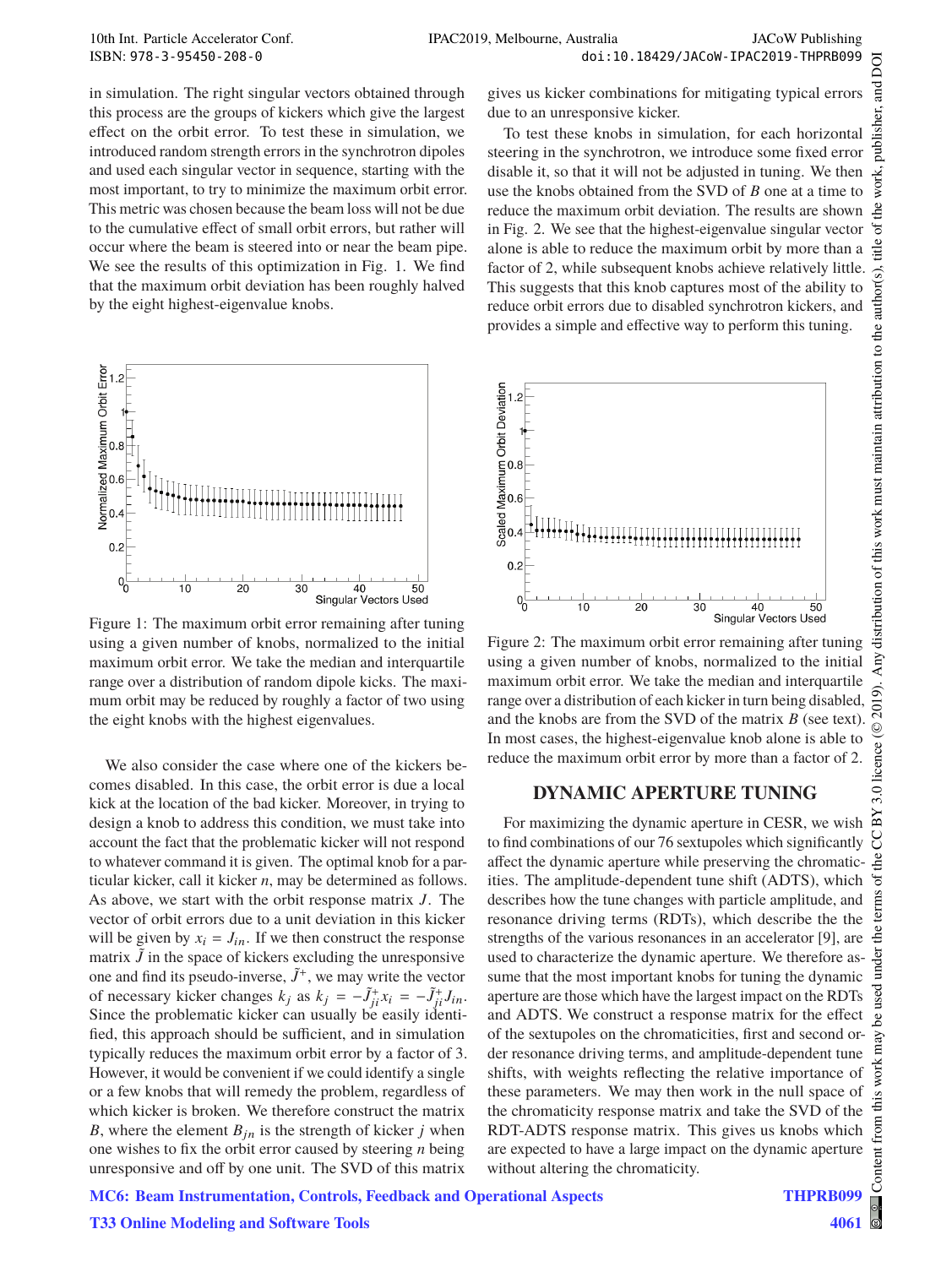in simulation. The right singular vectors obtained through this process are the groups of kickers which give the largest effect on the orbit error. To test these in simulation, we introduced random strength errors in the synchrotron dipoles and used each singular vector in sequence, starting with the most important, to try to minimize the maximum orbit error. This metric was chosen because the beam loss will not be due to the cumulative effect of small orbit errors, but rather will occur where the beam is steered into or near the beam pipe. We see the results of this optimization in Fig. 1. We find that the maximum orbit deviation has been roughly halved by the eight highest-eigenvalue knobs.

Normalized Maximum Orbit Error
Singular Vectors Used

Figure 1: The maximum orbit error remaining after tuning using a given number of knobs, normalized to the initial maximum orbit error. We take the median and interquartile range over a distribution of random dipole kicks. The maximum orbit may be reduced by roughly a factor of two using the eight knobs with the highest eigenvalues.

We also consider the case where one of the kickers becomes disabled. In this case, the orbit error is due a local kick at the location of the bad kicker. Moreover, in trying to design a knob to address this condition, we must take into account the fact that the problematic kicker will not respond to whatever command it is given. The optimal knob for a particular kicker, call it kicker $n$, may be determined as follows. As above, we start with the orbit response matrix $J$. The vector of orbit errors due to a unit deviation in this kicker will be given by $x_i = J_{in}$. If we then construct the response matrix $\tilde{J}$ in the space of kickers excluding the unresponsive one and find its pseudo-inverse, $\tilde{J}^+$, we may write the vector of necessary kicker changes $k_j$ as $k_j = -\tilde{J}^+_{ji} x_i = -\tilde{J}^+_{ji} J_{in}$. Since the problematic kicker can usually be easily identified, this approach should be sufficient, and in simulation typically reduces the maximum orbit error by a factor of 3. However, it would be convenient if we could identify a single or a few knobs that will remedy the problem, regardless of which kicker is broken. We therefore construct the matrix $B$, where the element $B_{jn}$ is the strength of kicker $j$ when one wishes to fix the orbit error caused by steering $n$ being unresponsive and off by one unit. The SVD of this matrix gives us kicker combinations for mitigating typical errors due to an unresponsive kicker.

To test these knobs in simulation, for each horizontal steering in the synchrotron, we introduce some fixed error disable it, so that it will not be adjusted in tuning. We then use the knobs obtained from the SVD of $B$ one at a time to reduce the maximum orbit deviation. The results are shown in Fig. 2. We see that the highest-eigenvalue singular vector alone is able to reduce the maximum orbit by more than a factor of 2, while subsequent knobs achieve relatively little. This suggests that this knob captures most of the ability to reduce orbit errors due to disabled synchrotron kickers, and provides a simple and effective way to perform this tuning.

Scaled Maximum Orbit Deviation
Singular Vectors Used

Figure 2: The maximum orbit error remaining after tuning using a given number of knobs, normalized to the initial maximum orbit error. We take the median and interquartile range over a distribution of each kicker in turn being disabled, and the knobs are from the SVD of the matrix $B$ (see text). In most cases, the highest-eigenvalue knob alone is able to reduce the maximum orbit error by more than a factor of 2.

## DYNAMIC APERTURE TUNING

For maximizing the dynamic aperture in CESR, we wish to find combinations of our 76 sextupoles which significantly affect the dynamic aperture while preserving the chromaticities. The amplitude-dependent tune shift (ADTS), which describes how the tune changes with particle amplitude, and resonance driving terms (RDTs), which describe the the strengths of the various resonances in an accelerator [9], are used to characterize the dynamic aperture. We therefore assume that the most important knobs for tuning the dynamic aperture are those which have the largest impact on the RDTs and ADTS. We construct a response matrix for the effect of the sextupoles on the chromaticities, first and second order resonance driving terms, and amplitude-dependent tune shifts, with weights reflecting the relative importance of these parameters. We may then work in the null space of the chromaticity response matrix and take the SVD of the RDT-ADTS response matrix. This gives us knobs which are expected to have a large impact on the dynamic aperture without altering the chromaticity.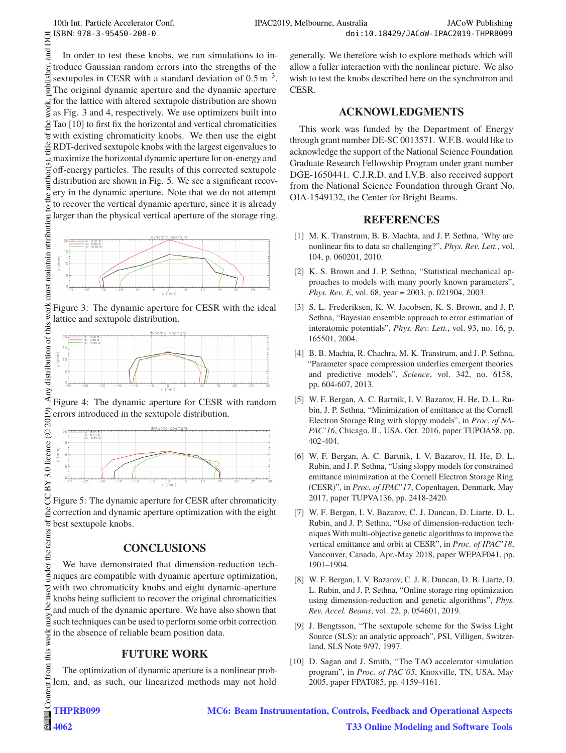In order to test these knobs, we run simulations to introduce Gaussian random errors into the strengths of the sextupoles in CESR with a standard deviation of 0.5 $m^{-3}$. The original dynamic aperture and the dynamic aperture for the lattice with altered sextupole distribution are shown as Fig. 3 and 4, respectively. We use optimizers built into Tao [10] to first fix the horizontal and vertical chromaticities with existing chromaticity knobs. We then use the eight RDT-derived sextupole knobs with the largest eigenvalues to maximize the horizontal dynamic aperture for on-energy and off-energy particles. The results of this corrected sextupole distribution are shown in Fig. 5. We see a significant recovery in the dynamic aperture. Note that we do not attempt to recover the vertical dynamic aperture, since it is already larger than the physical vertical aperture of the storage ring.

dynamic aperture
δ: 0.00 %
δ: 0.50 %
δ: −0.50 %
y (mm)
x (mm)
20
15
10
5
0
−30 −25 −20 −15 −10 −5 0 5 10 15 20 25 30

Figure 3: The dynamic aperture for CESR with the ideal lattice and sextupole distribution.

dynamic aperture
δ: 0.00 %
δ: 0.50 %
δ: −0.50 %
y (mm)
x (mm)
20
15
10
5
0
−30 −25 −20 −15 −10 −5 0 5 10 15 20 25 30

Figure 4: The dynamic aperture for CESR with random errors introduced in the sextupole distribution.

dynamic aperture
δ: 0.00 %
δ: 0.50 %
δ: −0.50 %
y (mm)
x (mm)
20
15
10
5
0
−30 −25 −20 −15 −10 −5 0 5 10 15 20 25 30

Figure 5: The dynamic aperture for CESR after chromaticity correction and dynamic aperture optimization with the eight best sextupole knobs.

## CONCLUSIONS

We have demonstrated that dimension-reduction techniques are compatible with dynamic aperture optimization, with two chromaticity knobs and eight dynamic-aperture knobs being sufficient to recover the original chromaticities and much of the dynamic aperture. We have also shown that such techniques can be used to perform some orbit correction in the absence of reliable beam position data.

## FUTURE WORK

The optimization of dynamic aperture is a nonlinear problem, and, as such, our linearized methods may not hold generally. We therefore wish to explore methods which will allow a fuller interaction with the nonlinear picture. We also wish to test the knobs described here on the synchrotron and CESR.

## ACKNOWLEDGMENTS

This work was funded by the Department of Energy through grant number DE-SC 0013571. W.F.B. would like to acknowledge the support of the National Science Foundation Graduate Research Fellowship Program under grant number DGE-1650441. C.J.R.D. and I.V.B. also received support from the National Science Foundation through Grant No. OIA-1549132, the Center for Bright Beams.

## REFERENCES

[1] M. K. Transtrum, B. B. Machta, and J. P. Sethna, 'Why are nonlinear fits to data so challenging?", *Phys. Rev. Lett.*, vol. 104, p. 060201, 2010.

[2] K. S. Brown and J. P. Sethna, "Statistical mechanical approaches to models with many poorly known parameters", *Phys. Rev. E*, vol. 68, year = 2003, p. 021904, 2003.

[3] S. L. Frederiksen, K. W. Jacobsen, K. S. Brown, and J. P. Sethna, "Bayesian ensemble approach to error estimation of interatomic potentials", *Phys. Rev. Lett.*, vol. 93, no. 16, p. 165501, 2004.

[4] B. B. Machta, R. Chachra, M. K. Transtrum, and J. P. Sethna, "Parameter space compression underlies emergent theories and predictive models", *Science*, vol. 342, no. 6158, pp. 604-607, 2013.

[5] W. F. Bergan, A. C. Bartnik, I. V. Bazarov, H. He, D. L. Rubin, J. P. Sethna, "Minimization of emittance at the Cornell Electron Storage Ring with sloppy models", in *Proc. of NA-PAC'16*, Chicago, IL, USA, Oct. 2016, paper TUPOA58, pp. 402-404.

[6] W. F. Bergan, A. C. Bartnik, I. V. Bazarov, H. He, D. L. Rubin, and J. P. Sethna, "Using sloppy models for constrained emittance minimization at the Cornell Electron Storage Ring (CESR)", in *Proc. of IPAC'17*, Copenhagen, Denmark, May 2017, paper TUPVA136, pp. 2418-2420.

[7] W. F. Bergan, I. V. Bazarov, C. J. Duncan, D. Liarte, D. L. Rubin, and J. P. Sethna, "Use of dimension-reduction techniques With multi-objective genetic algorithms to improve the vertical emittance and orbit at CESR", in *Proc. of IPAC'18*, Vancouver, Canada, Apr.-May 2018, paper WEPAF041, pp. 1901–1904.

[8] W. F. Bergan, I. V. Bazarov, C. J. R. Duncan, D. B. Liarte, D. L. Rubin, and J. P. Sethna, "Online storage ring optimization using dimension-reduction and genetic algorithms", *Phys. Rev. Accel. Beams*, vol. 22, p. 054601, 2019.

[9] J. Bengtsson, "The sextupole scheme for the Swiss Light Source (SLS): an analytic approach", PSI, Villigen, Switzerland, SLS Note 9/97, 1997.

[10] D. Sagan and J. Smith, "The TAO accelerator simulation program", in *Proc. of PAC'05*, Knoxville, TN, USA, May 2005, paper FPAT085, pp. 4159-4161.